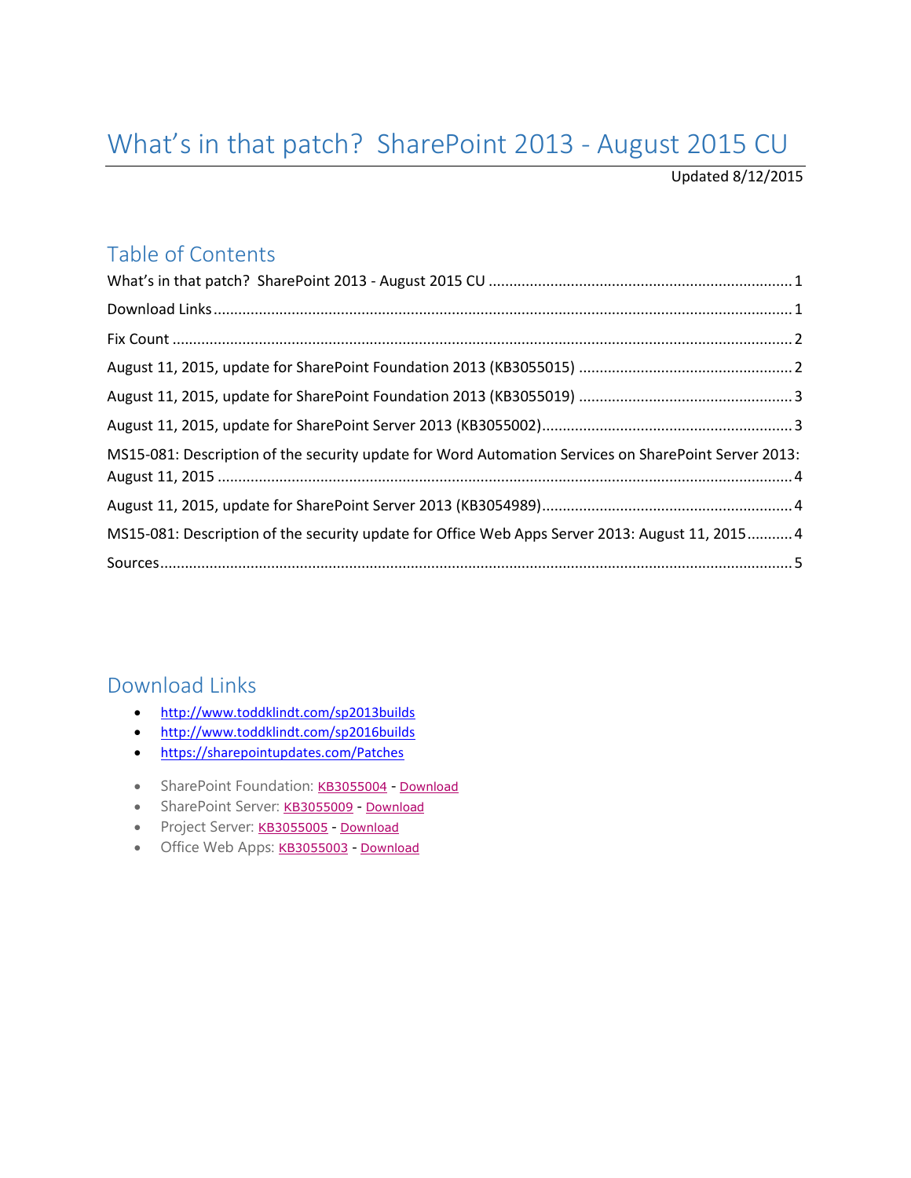# What's in that patch?  SharePoint 2013 - August 2015 CU

Updated 8/12/2015

## Table of Contents

What's in that patch?  SharePoint 2013 - August 2015 CU ........................................................................ 1

Download Links ........................................................................................................................................ 1

Fix Count .................................................................................................................................................. 2

August 11, 2015, update for SharePoint Foundation 2013 (KB3055015) .................................................. 2

August 11, 2015, update for SharePoint Foundation 2013 (KB3055019) .................................................. 3

August 11, 2015, update for SharePoint Server 2013 (KB3055002)........................................................... 3

MS15-081: Description of the security update for Word Automation Services on SharePoint Server 2013: August 11, 2015 ....................................................................................................................................... 4

August 11, 2015, update for SharePoint Server 2013 (KB3054989)........................................................... 4

MS15-081: Description of the security update for Office Web Apps Server 2013: August 11, 2015........... 4

Sources ..................................................................................................................................................... 5

## Download Links

- http://www.toddklindt.com/sp2013builds
- http://www.toddklindt.com/sp2016builds
- https://sharepointupdates.com/Patches

- SharePoint Foundation: KB3055004 - Download
- SharePoint Server: KB3055009 - Download
- Project Server: KB3055005 - Download
- Office Web Apps: KB3055003 - Download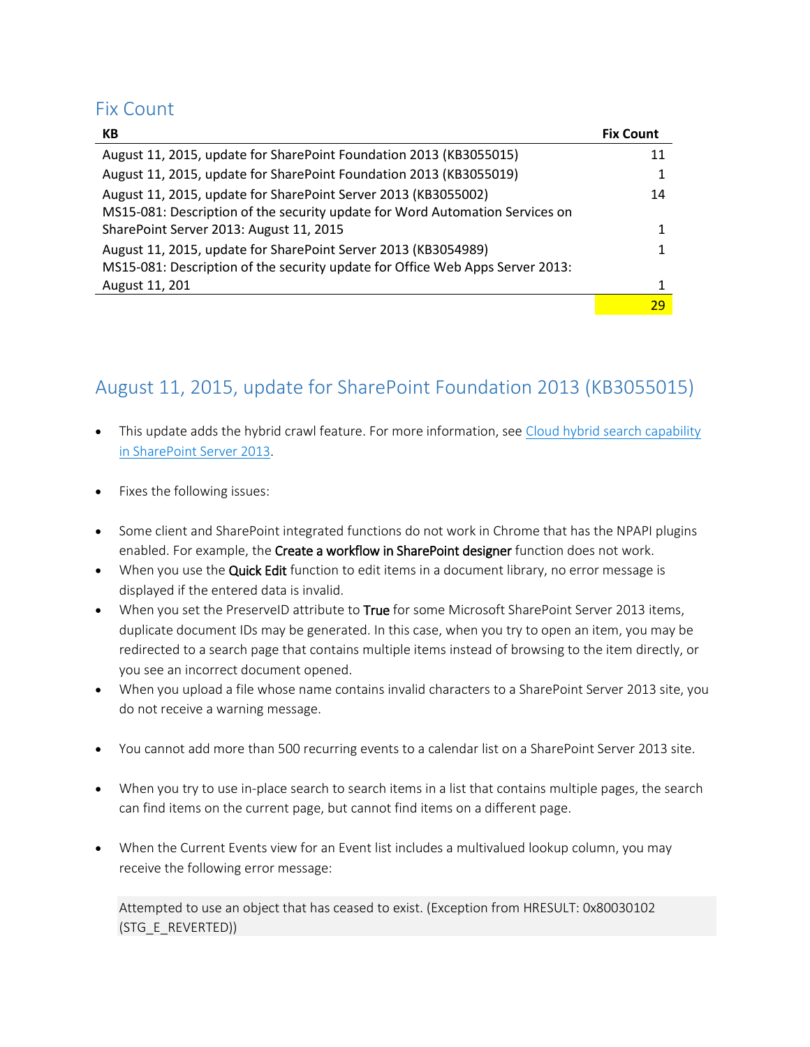## Fix Count

| KB | Fix Count |
|---|---|
| August 11, 2015, update for SharePoint Foundation 2013 (KB3055015) | 11 |
| August 11, 2015, update for SharePoint Foundation 2013 (KB3055019) | 1 |
| August 11, 2015, update for SharePoint Server 2013 (KB3055002) | 14 |
| MS15-081: Description of the security update for Word Automation Services on SharePoint Server 2013: August 11, 2015 | 1 |
| August 11, 2015, update for SharePoint Server 2013 (KB3054989) | 1 |
| MS15-081: Description of the security update for Office Web Apps Server 2013: August 11, 201 | 1 |
| | 29 |

## August 11, 2015, update for SharePoint Foundation 2013 (KB3055015)

- This update adds the hybrid crawl feature. For more information, see Cloud hybrid search capability in SharePoint Server 2013.

- Fixes the following issues:

- Some client and SharePoint integrated functions do not work in Chrome that has the NPAPI plugins enabled. For example, the **Create a workflow in SharePoint designer** function does not work.
- When you use the **Quick Edit** function to edit items in a document library, no error message is displayed if the entered data is invalid.
- When you set the PreserveID attribute to **True** for some Microsoft SharePoint Server 2013 items, duplicate document IDs may be generated. In this case, when you try to open an item, you may be redirected to a search page that contains multiple items instead of browsing to the item directly, or you see an incorrect document opened.
- When you upload a file whose name contains invalid characters to a SharePoint Server 2013 site, you do not receive a warning message.

- You cannot add more than 500 recurring events to a calendar list on a SharePoint Server 2013 site.

- When you try to use in-place search to search items in a list that contains multiple pages, the search can find items on the current page, but cannot find items on a different page.

- When the Current Events view for an Event list includes a multivalued lookup column, you may receive the following error message:

```
Attempted to use an object that has ceased to exist. (Exception from HRESULT: 0x80030102 (STG_E_REVERTED))
```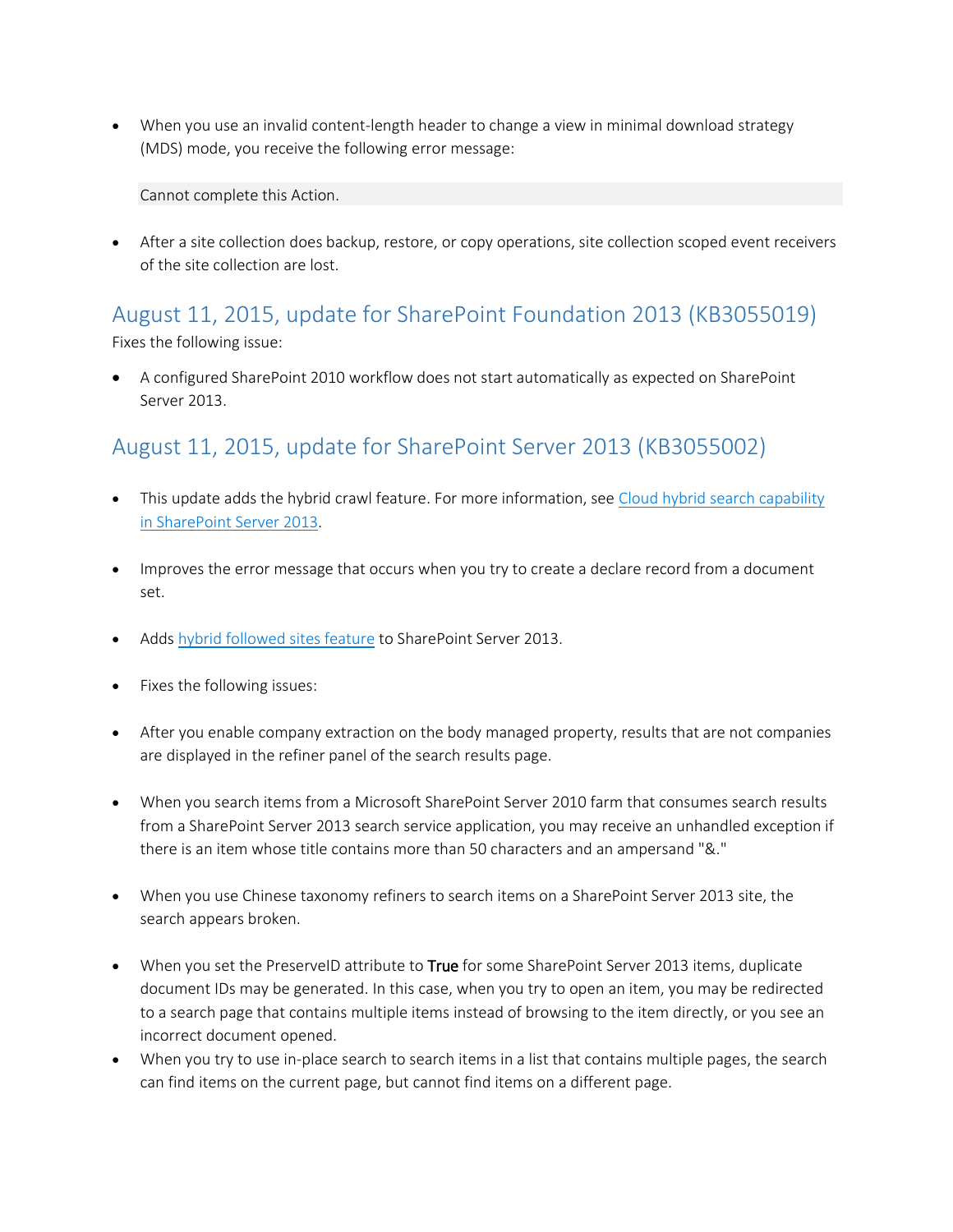- When you use an invalid content-length header to change a view in minimal download strategy (MDS) mode, you receive the following error message:

```
Cannot complete this Action.
```

- After a site collection does backup, restore, or copy operations, site collection scoped event receivers of the site collection are lost.

## August 11, 2015, update for SharePoint Foundation 2013 (KB3055019)

Fixes the following issue:

- A configured SharePoint 2010 workflow does not start automatically as expected on SharePoint Server 2013.

## August 11, 2015, update for SharePoint Server 2013 (KB3055002)

- This update adds the hybrid crawl feature. For more information, see [Cloud hybrid search capability in SharePoint Server 2013](#).

- Improves the error message that occurs when you try to create a declare record from a document set.

- Adds [hybrid followed sites feature](#) to SharePoint Server 2013.

- Fixes the following issues:

- After you enable company extraction on the body managed property, results that are not companies are displayed in the refiner panel of the search results page.

- When you search items from a Microsoft SharePoint Server 2010 farm that consumes search results from a SharePoint Server 2013 search service application, you may receive an unhandled exception if there is an item whose title contains more than 50 characters and an ampersand "&."

- When you use Chinese taxonomy refiners to search items on a SharePoint Server 2013 site, the search appears broken.

- When you set the PreserveID attribute to True for some SharePoint Server 2013 items, duplicate document IDs may be generated. In this case, when you try to open an item, you may be redirected to a search page that contains multiple items instead of browsing to the item directly, or you see an incorrect document opened.
- When you try to use in-place search to search items in a list that contains multiple pages, the search can find items on the current page, but cannot find items on a different page.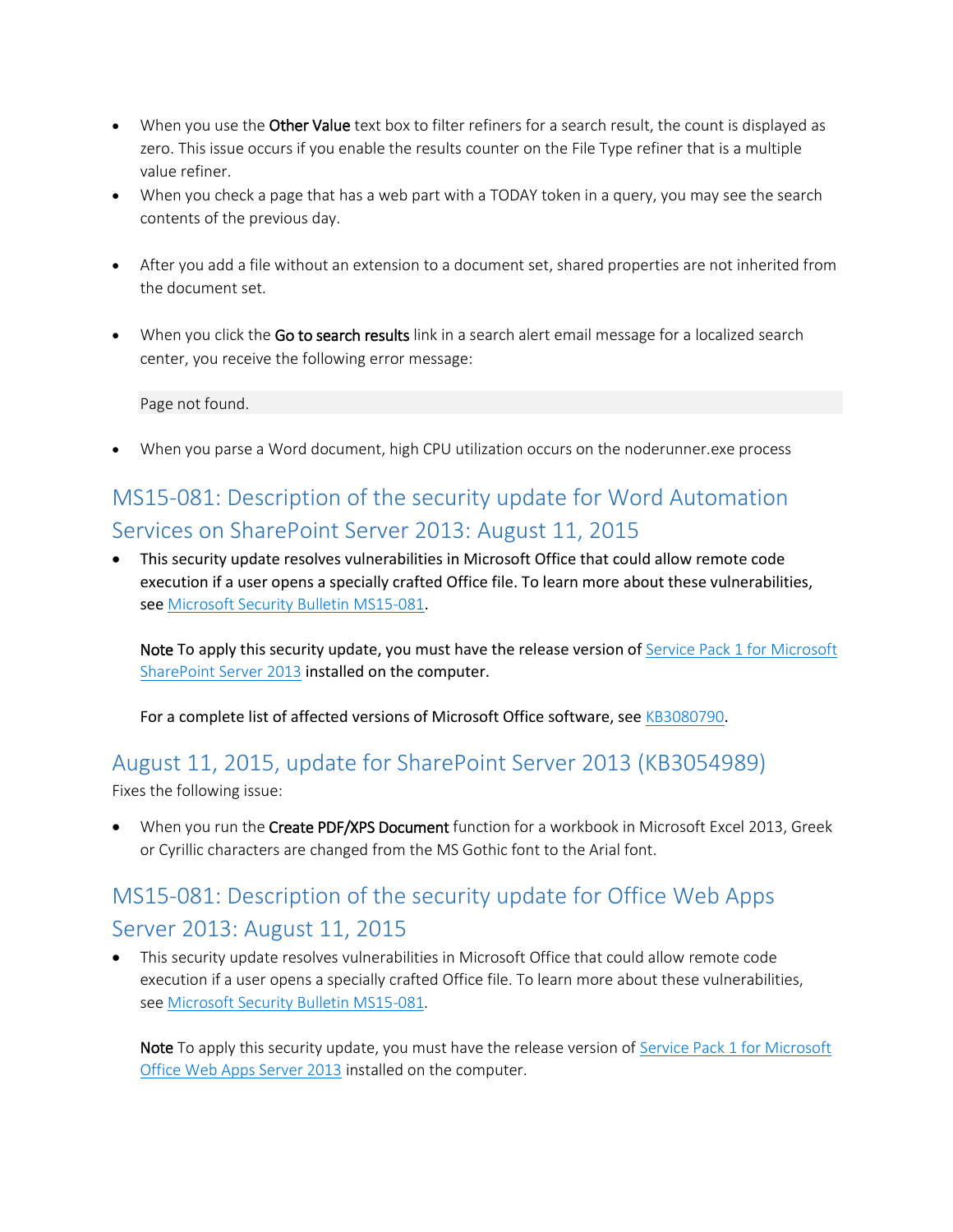- When you use the **Other Value** text box to filter refiners for a search result, the count is displayed as zero. This issue occurs if you enable the results counter on the File Type refiner that is a multiple value refiner.
- When you check a page that has a web part with a TODAY token in a query, you may see the search contents of the previous day.

- After you add a file without an extension to a document set, shared properties are not inherited from the document set.

- When you click the **Go to search results** link in a search alert email message for a localized search center, you receive the following error message:

  ```
  Page not found.
  ```

- When you parse a Word document, high CPU utilization occurs on the noderunner.exe process

## MS15-081: Description of the security update for Word Automation Services on SharePoint Server 2013: August 11, 2015

- This security update resolves vulnerabilities in Microsoft Office that could allow remote code execution if a user opens a specially crafted Office file. To learn more about these vulnerabilities, see [Microsoft Security Bulletin MS15-081](https://technet.microsoft.com/library/security/MS15-081).

  **Note** To apply this security update, you must have the release version of [Service Pack 1 for Microsoft SharePoint Server 2013](https://support.microsoft.com/kb/2880552) installed on the computer.

  For a complete list of affected versions of Microsoft Office software, see [KB3080790](https://support.microsoft.com/kb/3080790).

## August 11, 2015, update for SharePoint Server 2013 (KB3054989)

Fixes the following issue:

- When you run the **Create PDF/XPS Document** function for a workbook in Microsoft Excel 2013, Greek or Cyrillic characters are changed from the MS Gothic font to the Arial font.

## MS15-081: Description of the security update for Office Web Apps Server 2013: August 11, 2015

- This security update resolves vulnerabilities in Microsoft Office that could allow remote code execution if a user opens a specially crafted Office file. To learn more about these vulnerabilities, see [Microsoft Security Bulletin MS15-081](https://technet.microsoft.com/library/security/MS15-081).

  **Note** To apply this security update, you must have the release version of [Service Pack 1 for Microsoft Office Web Apps Server 2013](https://support.microsoft.com/kb/2880558) installed on the computer.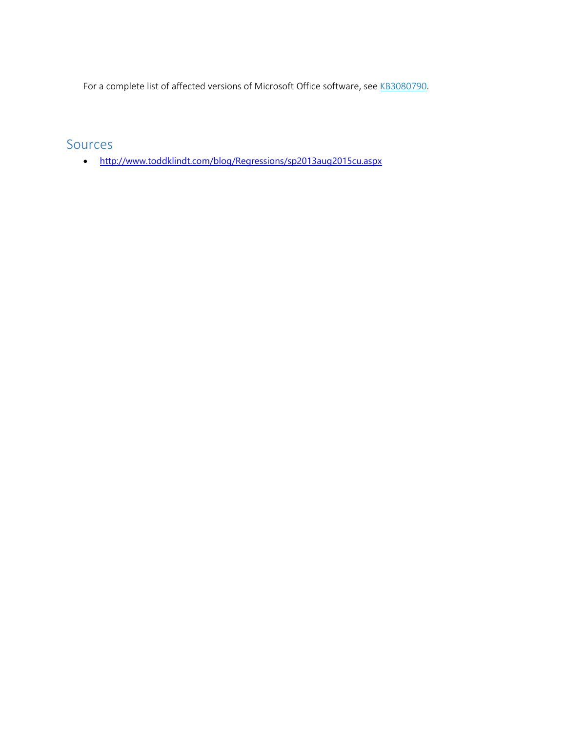For a complete list of affected versions of Microsoft Office software, see [KB3080790](KB3080790).

## Sources

- http://www.toddklindt.com/blog/Regressions/sp2013aug2015cu.aspx